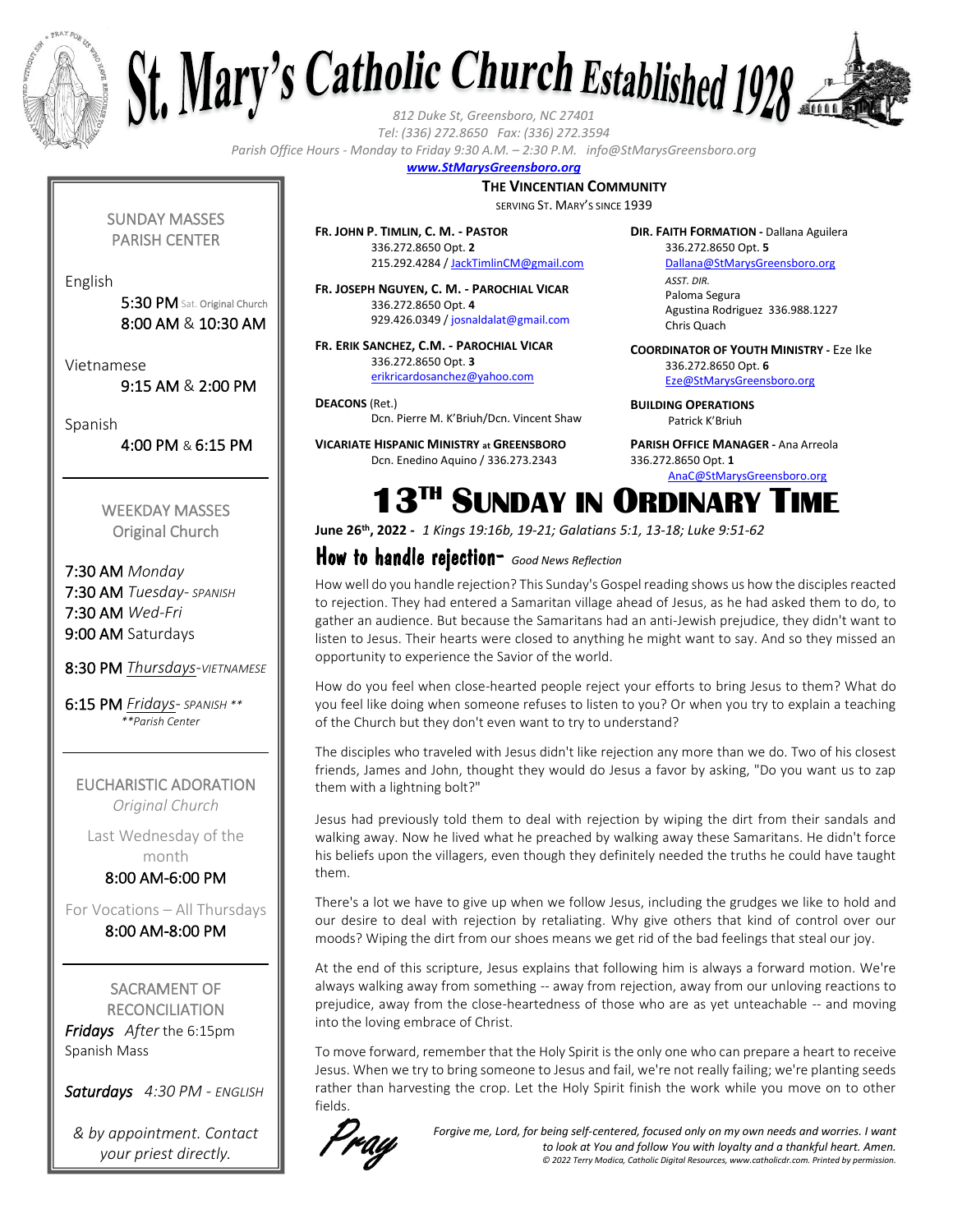# St. Mary's Catholic Church Established 1928

*812 Duke St, Greensboro, NC 27401*
*Tel: (336) 272.8650 Fax: (336) 272.3594*
*Parish Office Hours - Monday to Friday 9:30 A.M. – 2:30 P.M. info@StMarysGreensboro.org*
***www.StMarysGreensboro.org***

**THE VINCENTIAN COMMUNITY**
SERVING ST. MARY'S SINCE 1939

**FR. JOHN P. TIMLIN, C. M. - PASTOR**
336.272.8650 Opt. **2**
215.292.4284 / JackTimlinCM@gmail.com

**FR. JOSEPH NGUYEN, C. M. - PAROCHIAL VICAR**
336.272.8650 Opt. **4**
929.426.0349 / josnaldalat@gmail.com

**FR. ERIK SANCHEZ, C.M. - PAROCHIAL VICAR**
336.272.8650 Opt. **3**
erikricardosanchez@yahoo.com

**DEACONS** (Ret.)
Dcn. Pierre M. K'Briuh/Dcn. Vincent Shaw

**VICARIATE HISPANIC MINISTRY at GREENSBORO**
Dcn. Enedino Aquino / 336.273.2343

**DIR. FAITH FORMATION -** Dallana Aguilera
336.272.8650 Opt. **5**
Dallana@StMarysGreensboro.org
*ASST. DIR.*
Paloma Segura
Agustina Rodriguez 336.988.1227
Chris Quach

**COORDINATOR OF YOUTH MINISTRY -** Eze Ike
336.272.8650 Opt. **6**
Eze@StMarysGreensboro.org

**BUILDING OPERATIONS**
Patrick K'Briuh

**PARISH OFFICE MANAGER -** Ana Arreola
336.272.8650 Opt. **1**
AnaC@StMarysGreensboro.org

SUNDAY MASSES
PARISH CENTER

English
5:30 PM Sat. Original Church
8:00 AM & 10:30 AM

Vietnamese
9:15 AM & 2:00 PM

Spanish
4:00 PM & 6:15 PM

WEEKDAY MASSES
Original Church

7:30 AM *Monday*
7:30 AM *Tuesday- SPANISH*
7:30 AM *Wed-Fri*
9:00 AM Saturdays

8:30 PM *Thursdays-VIETNAMESE*

6:15 PM *Fridays- SPANISH \*\**
*\*\*Parish Center*

EUCHARISTIC ADORATION
*Original Church*

Last Wednesday of the month
8:00 AM-6:00 PM

For Vocations – All Thursdays
8:00 AM-8:00 PM

SACRAMENT OF RECONCILIATION
***Fridays*** *After* the 6:15pm Spanish Mass

***Saturdays*** *4:30 PM - ENGLISH*

*& by appointment. Contact your priest directly.*

# 13TH SUNDAY IN ORDINARY TIME

**June 26th, 2022 -** *1 Kings 19:16b, 19-21; Galatians 5:1, 13-18; Luke 9:51-62*

## How to handle rejection- *Good News Reflection*

How well do you handle rejection? This Sunday's Gospel reading shows us how the disciples reacted to rejection. They had entered a Samaritan village ahead of Jesus, as he had asked them to do, to gather an audience. But because the Samaritans had an anti-Jewish prejudice, they didn't want to listen to Jesus. Their hearts were closed to anything he might want to say. And so they missed an opportunity to experience the Savior of the world.

How do you feel when close-hearted people reject your efforts to bring Jesus to them? What do you feel like doing when someone refuses to listen to you? Or when you try to explain a teaching of the Church but they don't even want to try to understand?

The disciples who traveled with Jesus didn't like rejection any more than we do. Two of his closest friends, James and John, thought they would do Jesus a favor by asking, "Do you want us to zap them with a lightning bolt?"

Jesus had previously told them to deal with rejection by wiping the dirt from their sandals and walking away. Now he lived what he preached by walking away these Samaritans. He didn't force his beliefs upon the villagers, even though they definitely needed the truths he could have taught them.

There's a lot we have to give up when we follow Jesus, including the grudges we like to hold and our desire to deal with rejection by retaliating. Why give others that kind of control over our moods? Wiping the dirt from our shoes means we get rid of the bad feelings that steal our joy.

At the end of this scripture, Jesus explains that following him is always a forward motion. We're always walking away from something -- away from rejection, away from our unloving reactions to prejudice, away from the close-heartedness of those who are as yet unteachable -- and moving into the loving embrace of Christ.

To move forward, remember that the Holy Spirit is the only one who can prepare a heart to receive Jesus. When we try to bring someone to Jesus and fail, we're not really failing; we're planting seeds rather than harvesting the crop. Let the Holy Spirit finish the work while you move on to other fields.

**Pray**

*Forgive me, Lord, for being self-centered, focused only on my own needs and worries. I want to look at You and follow You with loyalty and a thankful heart. Amen.*
*© 2022 Terry Modica, Catholic Digital Resources, www.catholicdr.com. Printed by permission.*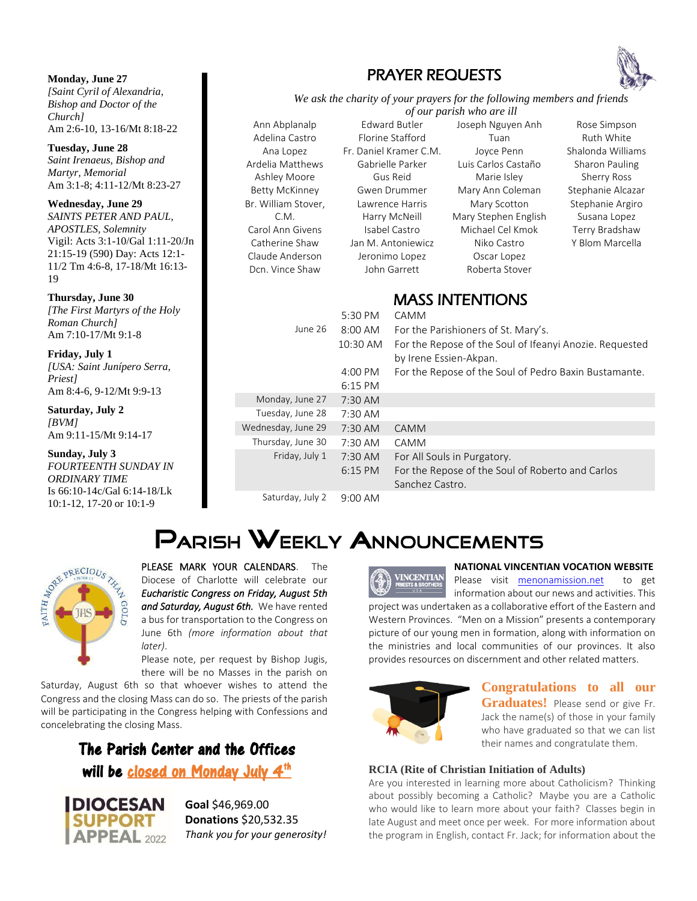**Monday, June 27**
*[Saint Cyril of Alexandria, Bishop and Doctor of the Church]*
Am 2:6-10, 13-16/Mt 8:18-22

**Tuesday, June 28**
*Saint Irenaeus, Bishop and Martyr, Memorial*
Am 3:1-8; 4:11-12/Mt 8:23-27

**Wednesday, June 29**
*SAINTS PETER AND PAUL, APOSTLES, Solemnity*
Vigil: Acts 3:1-10/Gal 1:11-20/Jn 21:15-19 (590) Day: Acts 12:1-11/2 Tm 4:6-8, 17-18/Mt 16:13-19

**Thursday, June 30**
*[The First Martyrs of the Holy Roman Church]*
Am 7:10-17/Mt 9:1-8

**Friday, July 1**
*[USA: Saint Junípero Serra, Priest]*
Am 8:4-6, 9-12/Mt 9:9-13

**Saturday, July 2**
*[BVM]*
Am 9:11-15/Mt 9:14-17

**Sunday, July 3**
*FOURTEENTH SUNDAY IN ORDINARY TIME*
Is 66:10-14c/Gal 6:14-18/Lk 10:1-12, 17-20 or 10:1-9

## PRAYER REQUESTS

*We ask the charity of your prayers for the following members and friends of our parish who are ill*

| | | | |
|---|---|---|---|
| Ann Abplanalp | Edward Butler | Joseph Nguyen Anh Tuan | Rose Simpson |
| Adelina Castro | Florine Stafford | Joyce Penn | Ruth White |
| Ana Lopez | Fr. Daniel Kramer C.M. | Luis Carlos Castaño | Shalonda Williams |
| Ardelia Matthews | Gabrielle Parker | Marie Isley | Sharon Pauling |
| Ashley Moore | Gus Reid | Mary Ann Coleman | Sherry Ross |
| Betty McKinney | Gwen Drummer | Mary Scotton | Stephanie Alcazar |
| Br. William Stover, C.M. | Lawrence Harris | Mary Stephen English | Stephanie Argiro |
| Carol Ann Givens | Harry McNeill | Michael Cel Kmok | Susana Lopez |
| Catherine Shaw | Isabel Castro | Niko Castro | Terry Bradshaw |
| Claude Anderson | Jan M. Antoniewicz | Oscar Lopez | Y Blom Marcella |
| Dcn. Vince Shaw | Jeronimo Lopez | Roberta Stover | |
| | John Garrett | | |

## MASS INTENTIONS

| | | |
|---|---|---|
| | 5:30 PM | CAMM |
| June 26 | 8:00 AM | For the Parishioners of St. Mary's. |
| | 10:30 AM | For the Repose of the Soul of Ifeanyi Anozie. Requested by Irene Essien-Akpan. |
| | 4:00 PM | For the Repose of the Soul of Pedro Baxin Bustamante. |
| | 6:15 PM | |
| Monday, June 27 | 7:30 AM | |
| Tuesday, June 28 | 7:30 AM | |
| Wednesday, June 29 | 7:30 AM | CAMM |
| Thursday, June 30 | 7:30 AM | CAMM |
| Friday, July 1 | 7:30 AM | For All Souls in Purgatory. |
| | 6:15 PM | For the Repose of the Soul of Roberto and Carlos Sanchez Castro. |
| Saturday, July 2 | 9:00 AM | |

# PARISH WEEKLY ANNOUNCEMENTS

PLEASE MARK YOUR CALENDARS. The Diocese of Charlotte will celebrate our ***Eucharistic Congress on Friday, August 5th and Saturday, August 6th.*** We have rented a bus for transportation to the Congress on June 6th *(more information about that later)*.

Please note, per request by Bishop Jugis, there will be no Masses in the parish on Saturday, August 6th so that whoever wishes to attend the Congress and the closing Mass can do so. The priests of the parish will be participating in the Congress helping with Confessions and concelebrating the closing Mass.

**The Parish Center and the Offices will be closed on Monday July 4th**

DIOCESAN SUPPORT APPEAL 2022

**Goal** $46,969.00
**Donations** $20,532.35
*Thank you for your generosity!*

**NATIONAL VINCENTIAN VOCATION WEBSITE**

Please visit menonamission.net to get information about our news and activities. This project was undertaken as a collaborative effort of the Eastern and Western Provinces. "Men on a Mission" presents a contemporary picture of our young men in formation, along with information on the ministries and local communities of our provinces. It also provides resources on discernment and other related matters.

**Congratulations to all our Graduates!** Please send or give Fr. Jack the name(s) of those in your family who have graduated so that we can list their names and congratulate them.

**RCIA (Rite of Christian Initiation of Adults)**

Are you interested in learning more about Catholicism? Thinking about possibly becoming a Catholic? Maybe you are a Catholic who would like to learn more about your faith? Classes begin in late August and meet once per week. For more information about the program in English, contact Fr. Jack; for information about the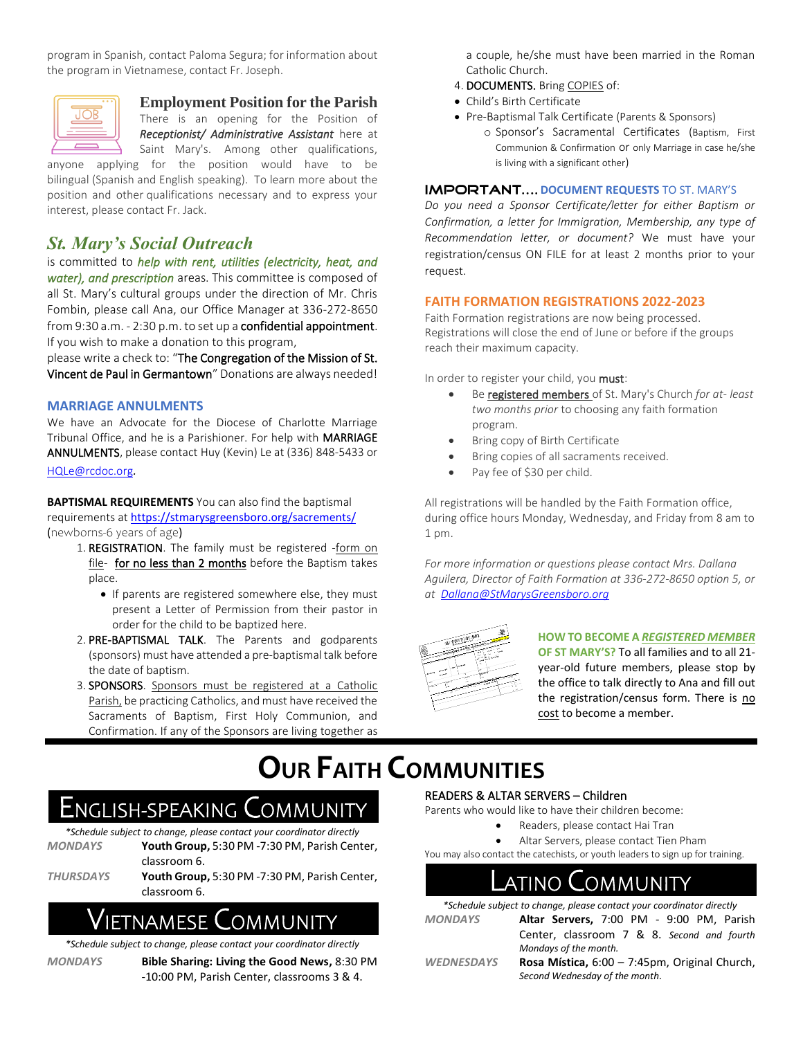program in Spanish, contact Paloma Segura; for information about the program in Vietnamese, contact Fr. Joseph.

## Employment Position for the Parish

There is an opening for the Position of ***Receptionist/ Administrative Assistant*** here at Saint Mary's. Among other qualifications, anyone applying for the position would have to be bilingual (Spanish and English speaking). To learn more about the position and other qualifications necessary and to express your interest, please contact Fr. Jack.

## *St. Mary's Social Outreach*

is committed to *help with rent, utilities (electricity, heat, and water), and prescription* areas. This committee is composed of all St. Mary's cultural groups under the direction of Mr. Chris Fombin, please call Ana, our Office Manager at 336-272-8650 from 9:30 a.m. - 2:30 p.m. to set up a **confidential appointment**. If you wish to make a donation to this program, please write a check to: "**The Congregation of the Mission of St. Vincent de Paul in Germantown**" Donations are always needed!

### MARRIAGE ANNULMENTS

We have an Advocate for the Diocese of Charlotte Marriage Tribunal Office, and he is a Parishioner. For help with **MARRIAGE ANNULMENTS**, please contact Huy (Kevin) Le at (336) 848-5433 or HQLe@rcdoc.org.

**BAPTISMAL REQUIREMENTS** You can also find the baptismal requirements at https://stmarysgreensboro.org/sacrements/ (newborns-6 years of age)

1. **REGISTRATION**. The family must be registered -form on file- for no less than 2 months before the Baptism takes place.
   - If parents are registered somewhere else, they must present a Letter of Permission from their pastor in order for the child to be baptized here.
2. **PRE-BAPTISMAL TALK**. The Parents and godparents (sponsors) must have attended a pre-baptismal talk before the date of baptism.
3. **SPONSORS**. Sponsors must be registered at a Catholic Parish, be practicing Catholics, and must have received the Sacraments of Baptism, First Holy Communion, and Confirmation. If any of the Sponsors are living together as a couple, he/she must have been married in the Roman Catholic Church.
4. **DOCUMENTS.** Bring COPIES of:
   - Child's Birth Certificate
   - Pre-Baptismal Talk Certificate (Parents & Sponsors)
     - Sponsor's Sacramental Certificates (Baptism, First Communion & Confirmation or only Marriage in case he/she is living with a significant other)

**IMPORTANT…. DOCUMENT REQUESTS** TO ST. MARY'S

*Do you need a Sponsor Certificate/letter for either Baptism or Confirmation, a letter for Immigration, Membership, any type of Recommendation letter, or document?* We must have your registration/census ON FILE for at least 2 months prior to your request.

### FAITH FORMATION REGISTRATIONS 2022-2023

Faith Formation registrations are now being processed. Registrations will close the end of June or before if the groups reach their maximum capacity.

In order to register your child, you **must**:

- Be registered members of St. Mary's Church *for at- least two months prior* to choosing any faith formation program.
- Bring copy of Birth Certificate
- Bring copies of all sacraments received.
- Pay fee of $30 per child.

All registrations will be handled by the Faith Formation office, during office hours Monday, Wednesday, and Friday from 8 am to 1 pm.

*For more information or questions please contact Mrs. Dallana Aguilera, Director of Faith Formation at 336-272-8650 option 5, or at Dallana@StMarysGreensboro.org*

**HOW TO BECOME A *REGISTERED MEMBER* OF ST MARY'S?** To all families and to all 21-year-old future members, please stop by the office to talk directly to Ana and fill out the registration/census form. There is no cost to become a member.

# OUR FAITH COMMUNITIES

## ENGLISH-SPEAKING COMMUNITY

*\*Schedule subject to change, please contact your coordinator directly*

| | |
|---|---|
| *MONDAYS* | **Youth Group,** 5:30 PM -7:30 PM, Parish Center, classroom 6. |
| *THURSDAYS* | **Youth Group,** 5:30 PM -7:30 PM, Parish Center, classroom 6. |

## VIETNAMESE COMMUNITY

*\*Schedule subject to change, please contact your coordinator directly*

| | |
|---|---|
| *MONDAYS* | **Bible Sharing: Living the Good News,** 8:30 PM -10:00 PM, Parish Center, classrooms 3 & 4. |

READERS & ALTAR SERVERS – Children

Parents who would like to have their children become:

- Readers, please contact Hai Tran
- Altar Servers, please contact Tien Pham

You may also contact the catechists, or youth leaders to sign up for training.

## LATINO COMMUNITY

*\*Schedule subject to change, please contact your coordinator directly*

| | |
|---|---|
| *MONDAYS* | **Altar Servers,** 7:00 PM - 9:00 PM, Parish Center, classroom 7 & 8. *Second and fourth Mondays of the month.* |
| *WEDNESDAYS* | **Rosa Mística,** 6:00 – 7:45pm, Original Church, *Second Wednesday of the month.* |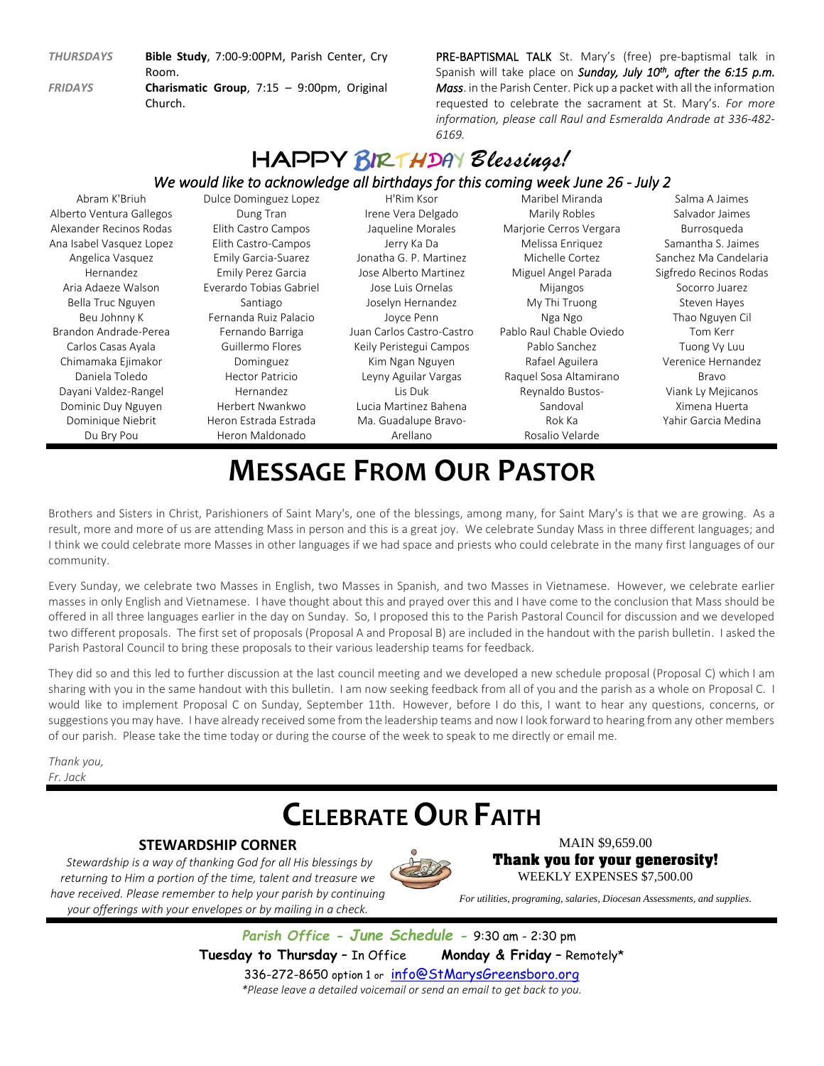*THURSDAYS* **Bible Study**, 7:00-9:00PM, Parish Center, Cry Room.

*FRIDAYS* **Charismatic Group**, 7:15 – 9:00pm, Original Church.

PRE-BAPTISMAL TALK St. Mary's (free) pre-baptismal talk in Spanish will take place on ***Sunday, July 10th, after the 6:15 p.m. Mass***. in the Parish Center. Pick up a packet with all the information requested to celebrate the sacrament at St. Mary's. *For more information, please call Raul and Esmeralda Andrade at 336-482-6169.*

## HAPPY BIRTHDAY *Blessings!*

*We would like to acknowledge all birthdays for this coming week June 26 - July 2*

Abram K'Briuh
Alberto Ventura Gallegos
Alexander Recinos Rodas
Ana Isabel Vasquez Lopez
Angelica Vasquez Hernandez
Aria Adaeze Walson
Bella Truc Nguyen
Beu Johnny K
Brandon Andrade-Perea
Carlos Casas Ayala
Chimamaka Ejimakor
Daniela Toledo
Dayani Valdez-Rangel
Dominic Duy Nguyen
Dominique Niebrit
Du Bry Pou
Dulce Dominguez Lopez
Dung Tran
Elith Castro Campos
Elith Castro-Campos
Emily Garcia-Suarez
Emily Perez Garcia
Everardo Tobias Gabriel Santiago
Fernanda Ruiz Palacio
Fernando Barriga
Guillermo Flores Dominguez
Hector Patricio Hernandez
Herbert Nwankwo
Heron Estrada Estrada
Heron Maldonado
H'Rim Ksor
Irene Vera Delgado
Jaqueline Morales
Jerry Ka Da
Jonatha G. P. Martinez
Jose Alberto Martinez
Jose Luis Ornelas
Joselyn Hernandez
Joyce Penn
Juan Carlos Castro-Castro
Keily Peristegui Campos
Kim Ngan Nguyen
Leyny Aguilar Vargas
Lis Duk
Lucia Martinez Bahena
Ma. Guadalupe Bravo-Arellano
Maribel Miranda
Marily Robles
Marjorie Cerros Vergara
Melissa Enriquez
Michelle Cortez
Miguel Angel Parada Mijangos
My Thi Truong
Nga Ngo
Pablo Raul Chable Oviedo
Pablo Sanchez
Rafael Aguilera
Raquel Sosa Altamirano
Reynaldo Bustos-Sandoval
Rok Ka
Rosalio Velarde
Salma A Jaimes
Salvador Jaimes Burrosqueda
Samantha S. Jaimes
Sanchez Ma Candelaria
Sigfredo Recinos Rodas
Socorro Juarez
Steven Hayes
Thao Nguyen Cil
Tom Kerr
Tuong Vy Luu
Verenice Hernandez Bravo
Viank Ly Mejicanos
Ximena Huerta
Yahir Garcia Medina

# MESSAGE FROM OUR PASTOR

Brothers and Sisters in Christ, Parishioners of Saint Mary's, one of the blessings, among many, for Saint Mary's is that we are growing. As a result, more and more of us are attending Mass in person and this is a great joy. We celebrate Sunday Mass in three different languages; and I think we could celebrate more Masses in other languages if we had space and priests who could celebrate in the many first languages of our community.

Every Sunday, we celebrate two Masses in English, two Masses in Spanish, and two Masses in Vietnamese. However, we celebrate earlier masses in only English and Vietnamese. I have thought about this and prayed over this and I have come to the conclusion that Mass should be offered in all three languages earlier in the day on Sunday. So, I proposed this to the Parish Pastoral Council for discussion and we developed two different proposals. The first set of proposals (Proposal A and Proposal B) are included in the handout with the parish bulletin. I asked the Parish Pastoral Council to bring these proposals to their various leadership teams for feedback.

They did so and this led to further discussion at the last council meeting and we developed a new schedule proposal (Proposal C) which I am sharing with you in the same handout with this bulletin. I am now seeking feedback from all of you and the parish as a whole on Proposal C. I would like to implement Proposal C on Sunday, September 11th. However, before I do this, I want to hear any questions, concerns, or suggestions you may have. I have already received some from the leadership teams and now I look forward to hearing from any other members of our parish. Please take the time today or during the course of the week to speak to me directly or email me.

*Thank you,*
*Fr. Jack*

# CELEBRATE OUR FAITH

### STEWARDSHIP CORNER

*Stewardship is a way of thanking God for all His blessings by returning to Him a portion of the time, talent and treasure we have received. Please remember to help your parish by continuing your offerings with your envelopes or by mailing in a check.*

MAIN $9,659.00

**Thank you for your generosity!**

WEEKLY EXPENSES $7,500.00

*For utilities, programing, salaries, Diocesan Assessments, and supplies.*

***Parish Office - June Schedule -*** 9:30 am - 2:30 pm

**Tuesday to Thursday** – In Office **Monday & Friday** – Remotely*

336-272-8650 option 1 or info@StMarysGreensboro.org

*\*Please leave a detailed voicemail or send an email to get back to you.*